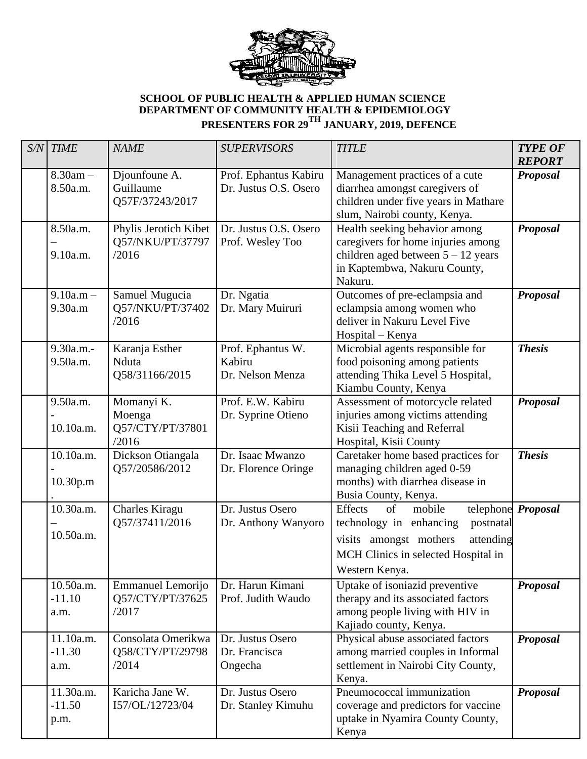**SCHOOL OF PUBLIC HEALTH & APPLIED HUMAN SCIENCE**
**DEPARTMENT OF COMMUNITY HEALTH & EPIDEMIOLOGY**
**PRESENTERS FOR 29TH JANUARY, 2019, DEFENCE**

| *S/N* | *TIME* | *NAME* | *SUPERVISORS* | *TITLE* | ***TYPE OF REPORT*** |
|---|---|---|---|---|---|
| | 8.30am – 8.50a.m. | Djounfoune A. Guillaume Q57F/37243/2017 | Prof. Ephantus Kabiru Dr. Justus O.S. Osero | Management practices of a cute diarrhea amongst caregivers of children under five years in Mathare slum, Nairobi county, Kenya. | ***Proposal*** |
| | 8.50a.m. – 9.10a.m. | Phylis Jerotich Kibet Q57/NKU/PT/37797/2016 | Dr. Justus O.S. Osero Prof. Wesley Too | Health seeking behavior among caregivers for home injuries among children aged between 5 – 12 years in Kaptembwa, Nakuru County, Nakuru. | ***Proposal*** |
| | 9.10a.m – 9.30a.m | Samuel Mugucia Q57/NKU/PT/37402/2016 | Dr. Ngatia Dr. Mary Muiruri | Outcomes of pre-eclampsia and eclampsia among women who deliver in Nakuru Level Five Hospital – Kenya | ***Proposal*** |
| | 9.30a.m.- 9.50a.m. | Karanja Esther Nduta Q58/31166/2015 | Prof. Ephantus W. Kabiru Dr. Nelson Menza | Microbial agents responsible for food poisoning among patients attending Thika Level 5 Hospital, Kiambu County, Kenya | ***Thesis*** |
| | 9.50a.m. - 10.10a.m. | Momanyi K. Moenga Q57/CTY/PT/37801/2016 | Prof. E.W. Kabiru Dr. Syprine Otieno | Assessment of motorcycle related injuries among victims attending Kisii Teaching and Referral Hospital, Kisii County | ***Proposal*** |
| | 10.10a.m. - 10.30p.m. | Dickson Otiangala Q57/20586/2012 | Dr. Isaac Mwanzo Dr. Florence Oringe | Caretaker home based practices for managing children aged 0-59 months) with diarrhea disease in Busia County, Kenya. | ***Thesis*** |
| | 10.30a.m. – 10.50a.m. | Charles Kiragu Q57/37411/2016 | Dr. Justus Osero Dr. Anthony Wanyoro | Effects of mobile telephone technology in enhancing postnatal visits amongst mothers attending MCH Clinics in selected Hospital in Western Kenya. | ***Proposal*** |
| | 10.50a.m. -11.10 a.m. | Emmanuel Lemorijo Q57/CTY/PT/37625/2017 | Dr. Harun Kimani Prof. Judith Waudo | Uptake of isoniazid preventive therapy and its associated factors among people living with HIV in Kajiado county, Kenya. | ***Proposal*** |
| | 11.10a.m. -11.30 a.m. | Consolata Omerikwa Q58/CTY/PT/29798/2014 | Dr. Justus Osero Dr. Francisca Ongecha | Physical abuse associated factors among married couples in Informal settlement in Nairobi City County, Kenya. | ***Proposal*** |
| | 11.30a.m. -11.50 p.m. | Karicha Jane W. I57/OL/12723/04 | Dr. Justus Osero Dr. Stanley Kimuhu | Pneumococcal immunization coverage and predictors for vaccine uptake in Nyamira County County, Kenya | ***Proposal*** |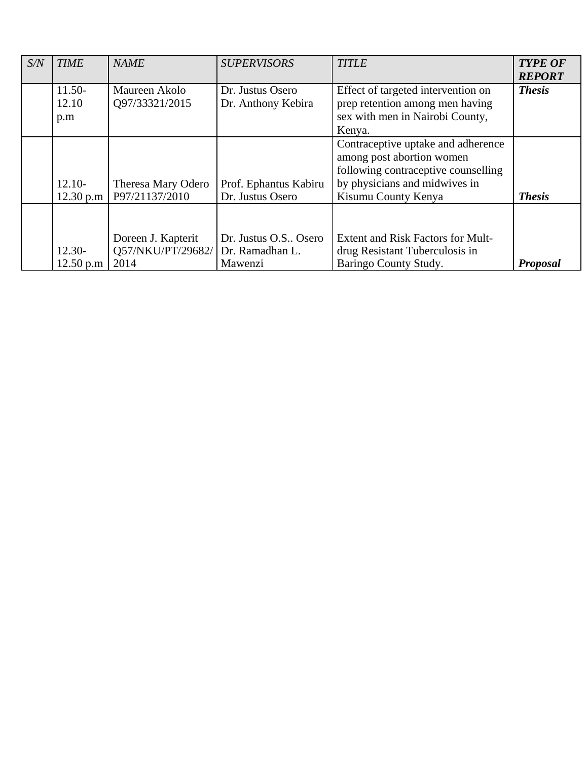| *S/N* | *TIME* | *NAME* | *SUPERVISORS* | *TITLE* | ***TYPE OF REPORT*** |
|---|---|---|---|---|---|
| | 11.50-12.10 p.m | Maureen Akolo Q97/33321/2015 | Dr. Justus Osero Dr. Anthony Kebira | Effect of targeted intervention on prep retention among men having sex with men in Nairobi County, Kenya. | ***Thesis*** |
| | 12.10-12.30 p.m | Theresa Mary Odero P97/21137/2010 | Prof. Ephantus Kabiru Dr. Justus Osero | Contraceptive uptake and adherence among post abortion women following contraceptive counselling by physicians and midwives in Kisumu County Kenya | ***Thesis*** |
| | 12.30-12.50 p.m | Doreen J. Kapterit Q57/NKU/PT/29682/2014 | Dr. Justus O.S.. Osero Dr. Ramadhan L. Mawenzi | Extent and Risk Factors for Mult-drug Resistant Tuberculosis in Baringo County Study. | ***Proposal*** |